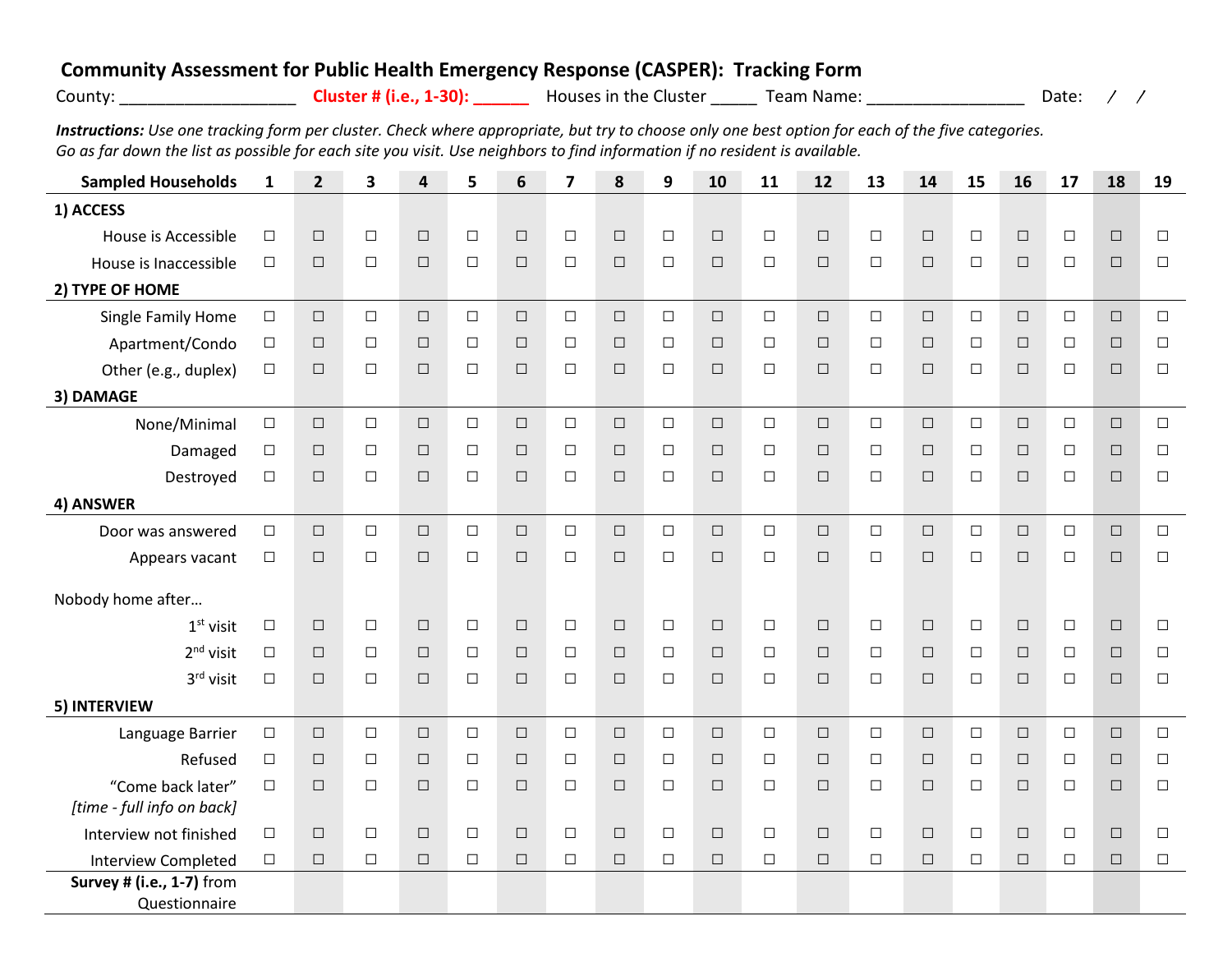# Community Assessment for Public Health Emergency Response (CASPER): Tracking Form

County: ___________________ **Cluster # (i.e., 1-30): ______** Houses in the Cluster _____ Team Name: _________________ Date: / /

***Instructions:*** *Use one tracking form per cluster. Check where appropriate, but try to choose only one best option for each of the five categories. Go as far down the list as possible for each site you visit. Use neighbors to find information if no resident is available.*

| **Sampled Households** | **1** | **2** | **3** | **4** | **5** | **6** | **7** | **8** | **9** | **10** | **11** | **12** | **13** | **14** | **15** | **16** | **17** | **18** | **19** |
|---|---|---|---|---|---|---|---|---|---|---|---|---|---|---|---|---|---|---|---|
| **1) ACCESS** | | | | | | | | | | | | | | | | | | | |
| House is Accessible | ☐ | ☐ | ☐ | ☐ | ☐ | ☐ | ☐ | ☐ | ☐ | ☐ | ☐ | ☐ | ☐ | ☐ | ☐ | ☐ | ☐ | ☐ | ☐ |
| House is Inaccessible | ☐ | ☐ | ☐ | ☐ | ☐ | ☐ | ☐ | ☐ | ☐ | ☐ | ☐ | ☐ | ☐ | ☐ | ☐ | ☐ | ☐ | ☐ | ☐ |
| **2) TYPE OF HOME** | | | | | | | | | | | | | | | | | | | |
| Single Family Home | ☐ | ☐ | ☐ | ☐ | ☐ | ☐ | ☐ | ☐ | ☐ | ☐ | ☐ | ☐ | ☐ | ☐ | ☐ | ☐ | ☐ | ☐ | ☐ |
| Apartment/Condo | ☐ | ☐ | ☐ | ☐ | ☐ | ☐ | ☐ | ☐ | ☐ | ☐ | ☐ | ☐ | ☐ | ☐ | ☐ | ☐ | ☐ | ☐ | ☐ |
| Other (e.g., duplex) | ☐ | ☐ | ☐ | ☐ | ☐ | ☐ | ☐ | ☐ | ☐ | ☐ | ☐ | ☐ | ☐ | ☐ | ☐ | ☐ | ☐ | ☐ | ☐ |
| **3) DAMAGE** | | | | | | | | | | | | | | | | | | | |
| None/Minimal | ☐ | ☐ | ☐ | ☐ | ☐ | ☐ | ☐ | ☐ | ☐ | ☐ | ☐ | ☐ | ☐ | ☐ | ☐ | ☐ | ☐ | ☐ | ☐ |
| Damaged | ☐ | ☐ | ☐ | ☐ | ☐ | ☐ | ☐ | ☐ | ☐ | ☐ | ☐ | ☐ | ☐ | ☐ | ☐ | ☐ | ☐ | ☐ | ☐ |
| Destroyed | ☐ | ☐ | ☐ | ☐ | ☐ | ☐ | ☐ | ☐ | ☐ | ☐ | ☐ | ☐ | ☐ | ☐ | ☐ | ☐ | ☐ | ☐ | ☐ |
| **4) ANSWER** | | | | | | | | | | | | | | | | | | | |
| Door was answered | ☐ | ☐ | ☐ | ☐ | ☐ | ☐ | ☐ | ☐ | ☐ | ☐ | ☐ | ☐ | ☐ | ☐ | ☐ | ☐ | ☐ | ☐ | ☐ |
| Appears vacant | ☐ | ☐ | ☐ | ☐ | ☐ | ☐ | ☐ | ☐ | ☐ | ☐ | ☐ | ☐ | ☐ | ☐ | ☐ | ☐ | ☐ | ☐ | ☐ |
| Nobody home after… | | | | | | | | | | | | | | | | | | | |
| 1st visit | ☐ | ☐ | ☐ | ☐ | ☐ | ☐ | ☐ | ☐ | ☐ | ☐ | ☐ | ☐ | ☐ | ☐ | ☐ | ☐ | ☐ | ☐ | ☐ |
| 2nd visit | ☐ | ☐ | ☐ | ☐ | ☐ | ☐ | ☐ | ☐ | ☐ | ☐ | ☐ | ☐ | ☐ | ☐ | ☐ | ☐ | ☐ | ☐ | ☐ |
| 3rd visit | ☐ | ☐ | ☐ | ☐ | ☐ | ☐ | ☐ | ☐ | ☐ | ☐ | ☐ | ☐ | ☐ | ☐ | ☐ | ☐ | ☐ | ☐ | ☐ |
| **5) INTERVIEW** | | | | | | | | | | | | | | | | | | | |
| Language Barrier | ☐ | ☐ | ☐ | ☐ | ☐ | ☐ | ☐ | ☐ | ☐ | ☐ | ☐ | ☐ | ☐ | ☐ | ☐ | ☐ | ☐ | ☐ | ☐ |
| Refused | ☐ | ☐ | ☐ | ☐ | ☐ | ☐ | ☐ | ☐ | ☐ | ☐ | ☐ | ☐ | ☐ | ☐ | ☐ | ☐ | ☐ | ☐ | ☐ |
| "Come back later" *[time - full info on back]* | ☐ | ☐ | ☐ | ☐ | ☐ | ☐ | ☐ | ☐ | ☐ | ☐ | ☐ | ☐ | ☐ | ☐ | ☐ | ☐ | ☐ | ☐ | ☐ |
| Interview not finished | ☐ | ☐ | ☐ | ☐ | ☐ | ☐ | ☐ | ☐ | ☐ | ☐ | ☐ | ☐ | ☐ | ☐ | ☐ | ☐ | ☐ | ☐ | ☐ |
| Interview Completed | ☐ | ☐ | ☐ | ☐ | ☐ | ☐ | ☐ | ☐ | ☐ | ☐ | ☐ | ☐ | ☐ | ☐ | ☐ | ☐ | ☐ | ☐ | ☐ |
| **Survey # (i.e., 1-7)** from Questionnaire | | | | | | | | | | | | | | | | | | | |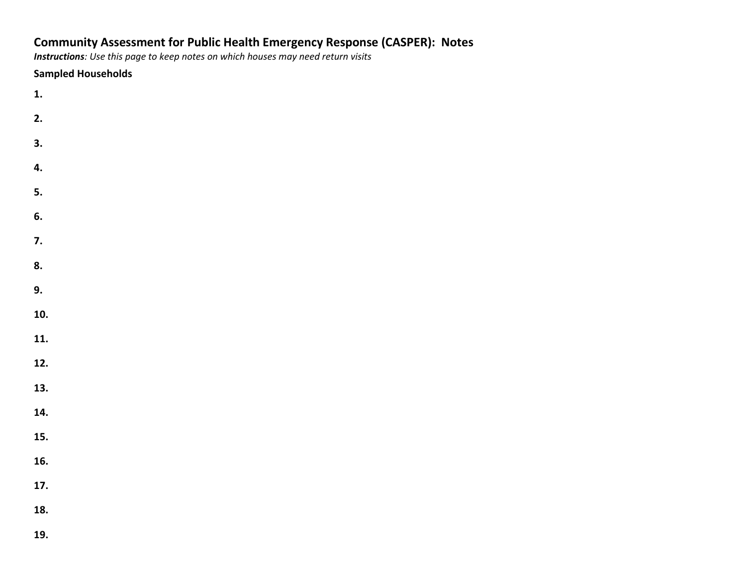## Community Assessment for Public Health Emergency Response (CASPER): Notes

***Instructions****: Use this page to keep notes on which houses may need return visits*

**Sampled Households**

**1.**

**2.**

**3.**

**4.**

**5.**

**6.**

**7.**

**8.**

**9.**

**10.**

**11.**

**12.**

**13.**

**14.**

**15.**

**16.**

**17.**

**18.**

**19.**